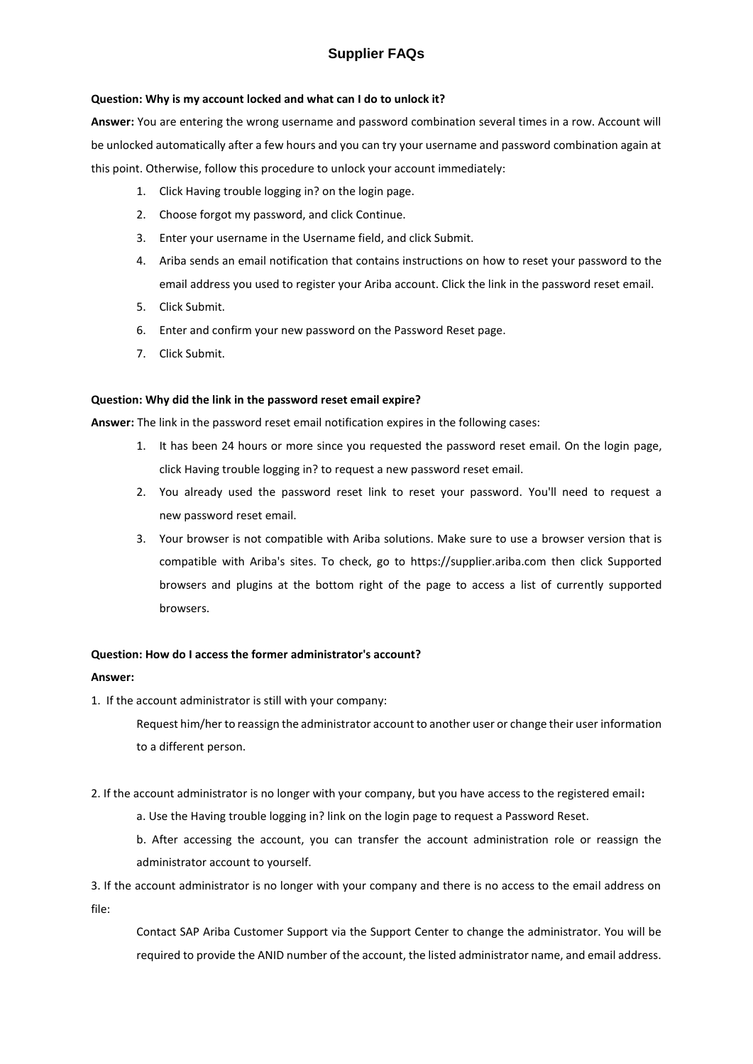# Supplier FAQs

**Question: Why is my account locked and what can I do to unlock it?**

**Answer:** You are entering the wrong username and password combination several times in a row. Account will be unlocked automatically after a few hours and you can try your username and password combination again at this point. Otherwise, follow this procedure to unlock your account immediately:

1. Click Having trouble logging in? on the login page.
2. Choose forgot my password, and click Continue.
3. Enter your username in the Username field, and click Submit.
4. Ariba sends an email notification that contains instructions on how to reset your password to the email address you used to register your Ariba account. Click the link in the password reset email.
5. Click Submit.
6. Enter and confirm your new password on the Password Reset page.
7. Click Submit.

**Question: Why did the link in the password reset email expire?**

**Answer:** The link in the password reset email notification expires in the following cases:

1. It has been 24 hours or more since you requested the password reset email. On the login page, click Having trouble logging in? to request a new password reset email.
2. You already used the password reset link to reset your password. You'll need to request a new password reset email.
3. Your browser is not compatible with Ariba solutions. Make sure to use a browser version that is compatible with Ariba's sites. To check, go to https://supplier.ariba.com then click Supported browsers and plugins at the bottom right of the page to access a list of currently supported browsers.

**Question: How do I access the former administrator's account?**

**Answer:**

1. If the account administrator is still with your company:

   Request him/her to reassign the administrator account to another user or change their user information to a different person.

2. If the account administrator is no longer with your company, but you have access to the registered email**:**

   a. Use the Having trouble logging in? link on the login page to request a Password Reset.

   b. After accessing the account, you can transfer the account administration role or reassign the administrator account to yourself.

3. If the account administrator is no longer with your company and there is no access to the email address on file:

   Contact SAP Ariba Customer Support via the Support Center to change the administrator. You will be required to provide the ANID number of the account, the listed administrator name, and email address.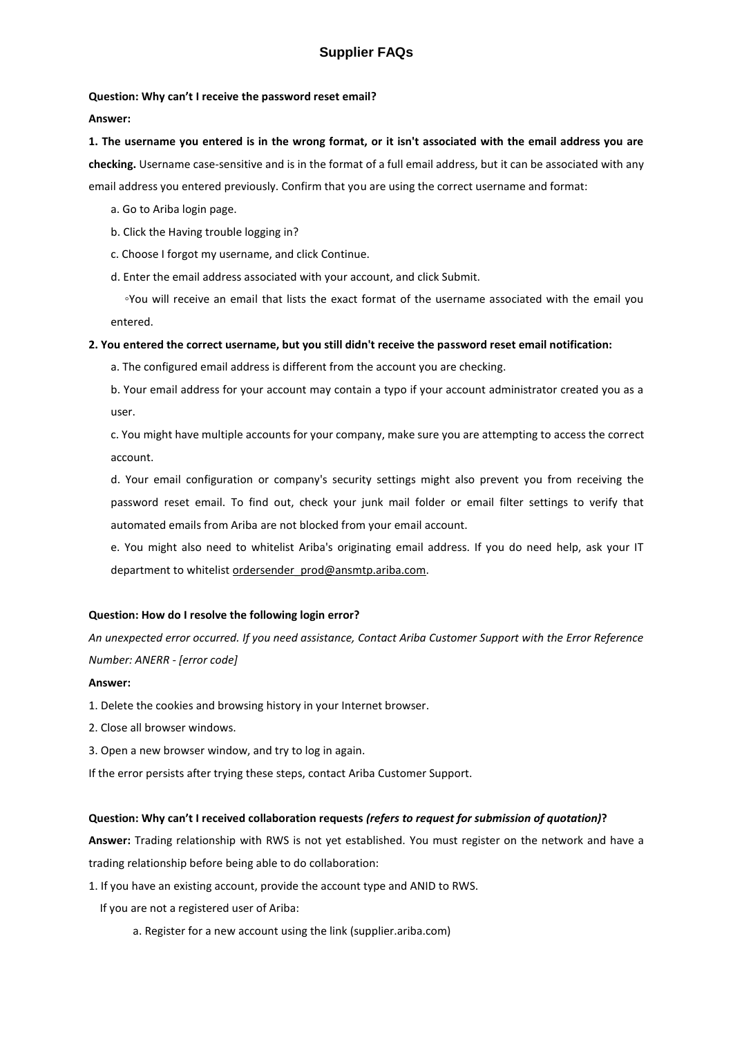# Supplier FAQs

**Question: Why can't I receive the password reset email?**

**Answer:**

**1. The username you entered is in the wrong format, or it isn't associated with the email address you are checking.** Username case-sensitive and is in the format of a full email address, but it can be associated with any email address you entered previously. Confirm that you are using the correct username and format:

a. Go to Ariba login page.

b. Click the Having trouble logging in?

c. Choose I forgot my username, and click Continue.

d. Enter the email address associated with your account, and click Submit.

◦You will receive an email that lists the exact format of the username associated with the email you entered.

**2. You entered the correct username, but you still didn't receive the password reset email notification:**

a. The configured email address is different from the account you are checking.

b. Your email address for your account may contain a typo if your account administrator created you as a user.

c. You might have multiple accounts for your company, make sure you are attempting to access the correct account.

d. Your email configuration or company's security settings might also prevent you from receiving the password reset email. To find out, check your junk mail folder or email filter settings to verify that automated emails from Ariba are not blocked from your email account.

e. You might also need to whitelist Ariba's originating email address. If you do need help, ask your IT department to whitelist ordersender_prod@ansmtp.ariba.com.

**Question: How do I resolve the following login error?**

*An unexpected error occurred. If you need assistance, Contact Ariba Customer Support with the Error Reference Number: ANERR - [error code]*

**Answer:**

1. Delete the cookies and browsing history in your Internet browser.
2. Close all browser windows.
3. Open a new browser window, and try to log in again.

If the error persists after trying these steps, contact Ariba Customer Support.

**Question: Why can't I received collaboration requests *(refers to request for submission of quotation)*?**

**Answer:** Trading relationship with RWS is not yet established. You must register on the network and have a trading relationship before being able to do collaboration:

1. If you have an existing account, provide the account type and ANID to RWS.

If you are not a registered user of Ariba:

a. Register for a new account using the link (supplier.ariba.com)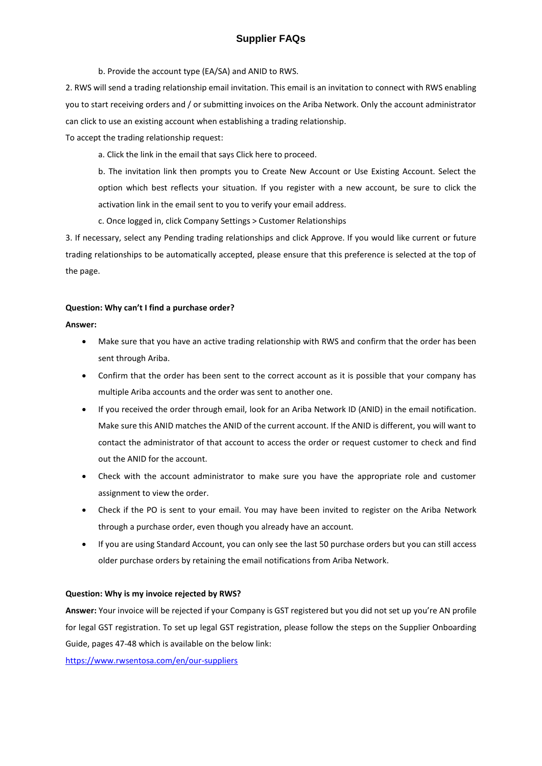b. Provide the account type (EA/SA) and ANID to RWS.

2. RWS will send a trading relationship email invitation. This email is an invitation to connect with RWS enabling you to start receiving orders and / or submitting invoices on the Ariba Network. Only the account administrator can click to use an existing account when establishing a trading relationship.

To accept the trading relationship request:

a. Click the link in the email that says Click here to proceed.

b. The invitation link then prompts you to Create New Account or Use Existing Account. Select the option which best reflects your situation. If you register with a new account, be sure to click the activation link in the email sent to you to verify your email address.

c. Once logged in, click Company Settings > Customer Relationships

3. If necessary, select any Pending trading relationships and click Approve. If you would like current or future trading relationships to be automatically accepted, please ensure that this preference is selected at the top of the page.

**Question: Why can't I find a purchase order?**

**Answer:**

- Make sure that you have an active trading relationship with RWS and confirm that the order has been sent through Ariba.
- Confirm that the order has been sent to the correct account as it is possible that your company has multiple Ariba accounts and the order was sent to another one.
- If you received the order through email, look for an Ariba Network ID (ANID) in the email notification. Make sure this ANID matches the ANID of the current account. If the ANID is different, you will want to contact the administrator of that account to access the order or request customer to check and find out the ANID for the account.
- Check with the account administrator to make sure you have the appropriate role and customer assignment to view the order.
- Check if the PO is sent to your email. You may have been invited to register on the Ariba Network through a purchase order, even though you already have an account.
- If you are using Standard Account, you can only see the last 50 purchase orders but you can still access older purchase orders by retaining the email notifications from Ariba Network.

**Question: Why is my invoice rejected by RWS?**

**Answer:** Your invoice will be rejected if your Company is GST registered but you did not set up you're AN profile for legal GST registration. To set up legal GST registration, please follow the steps on the Supplier Onboarding Guide, pages 47-48 which is available on the below link:

https://www.rwsentosa.com/en/our-suppliers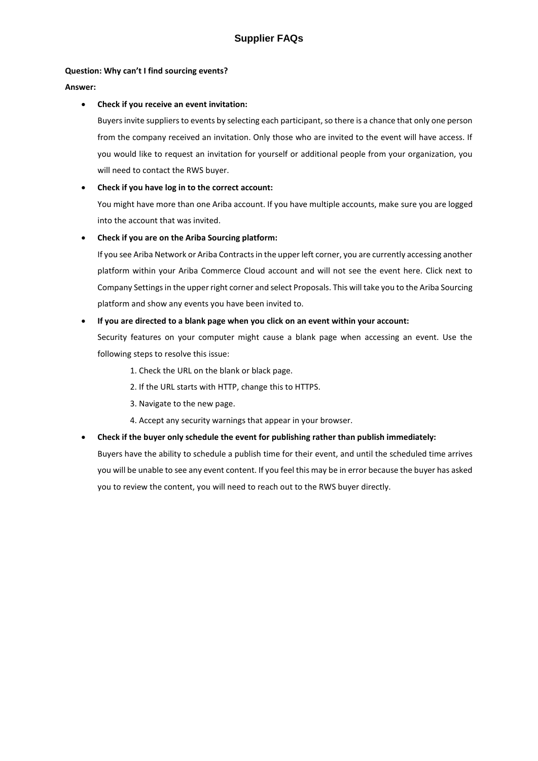## Supplier FAQs

**Question: Why can't I find sourcing events?**

**Answer:**

- **Check if you receive an event invitation:**

  Buyers invite suppliers to events by selecting each participant, so there is a chance that only one person from the company received an invitation. Only those who are invited to the event will have access. If you would like to request an invitation for yourself or additional people from your organization, you will need to contact the RWS buyer.

- **Check if you have log in to the correct account:**

  You might have more than one Ariba account. If you have multiple accounts, make sure you are logged into the account that was invited.

- **Check if you are on the Ariba Sourcing platform:**

  If you see Ariba Network or Ariba Contracts in the upper left corner, you are currently accessing another platform within your Ariba Commerce Cloud account and will not see the event here. Click next to Company Settings in the upper right corner and select Proposals. This will take you to the Ariba Sourcing platform and show any events you have been invited to.

- **If you are directed to a blank page when you click on an event within your account:**

  Security features on your computer might cause a blank page when accessing an event. Use the following steps to resolve this issue:

  1. Check the URL on the blank or black page.
  2. If the URL starts with HTTP, change this to HTTPS.
  3. Navigate to the new page.
  4. Accept any security warnings that appear in your browser.

- **Check if the buyer only schedule the event for publishing rather than publish immediately:**

  Buyers have the ability to schedule a publish time for their event, and until the scheduled time arrives you will be unable to see any event content. If you feel this may be in error because the buyer has asked you to review the content, you will need to reach out to the RWS buyer directly.